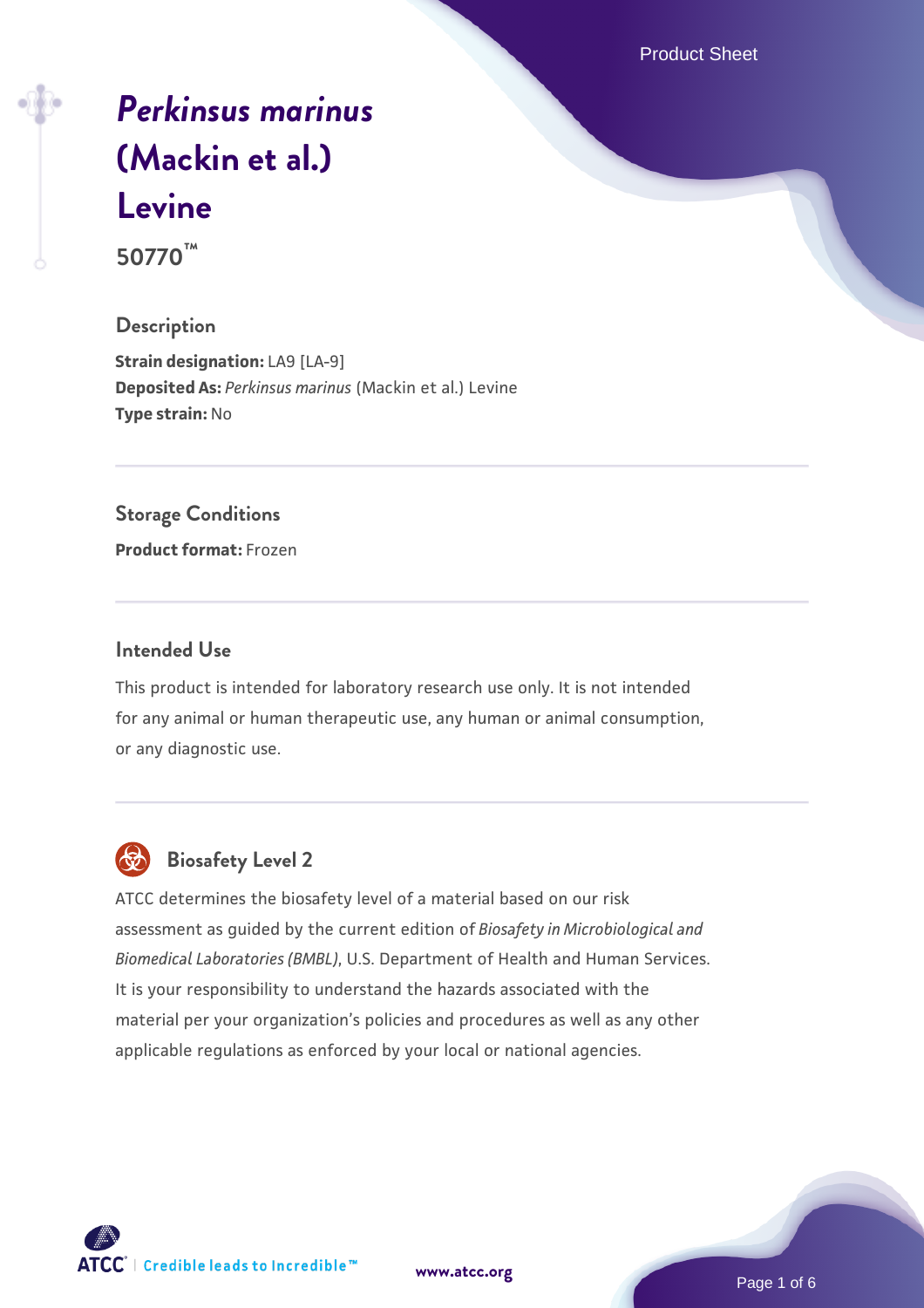# *Perkinsus marinus* (Mackin et al.) Levine

**50770™**

## Description

**Strain designation:** LA9 [LA-9]
**Deposited As:** *Perkinsus marinus* (Mackin et al.) Levine
**Type strain:** No

## Storage Conditions

**Product format:** Frozen

## Intended Use

This product is intended for laboratory research use only. It is not intended for any animal or human therapeutic use, any human or animal consumption, or any diagnostic use.

## Biosafety Level 2

ATCC determines the biosafety level of a material based on our risk assessment as guided by the current edition of *Biosafety in Microbiological and Biomedical Laboratories (BMBL)*, U.S. Department of Health and Human Services. It is your responsibility to understand the hazards associated with the material per your organization's policies and procedures as well as any other applicable regulations as enforced by your local or national agencies.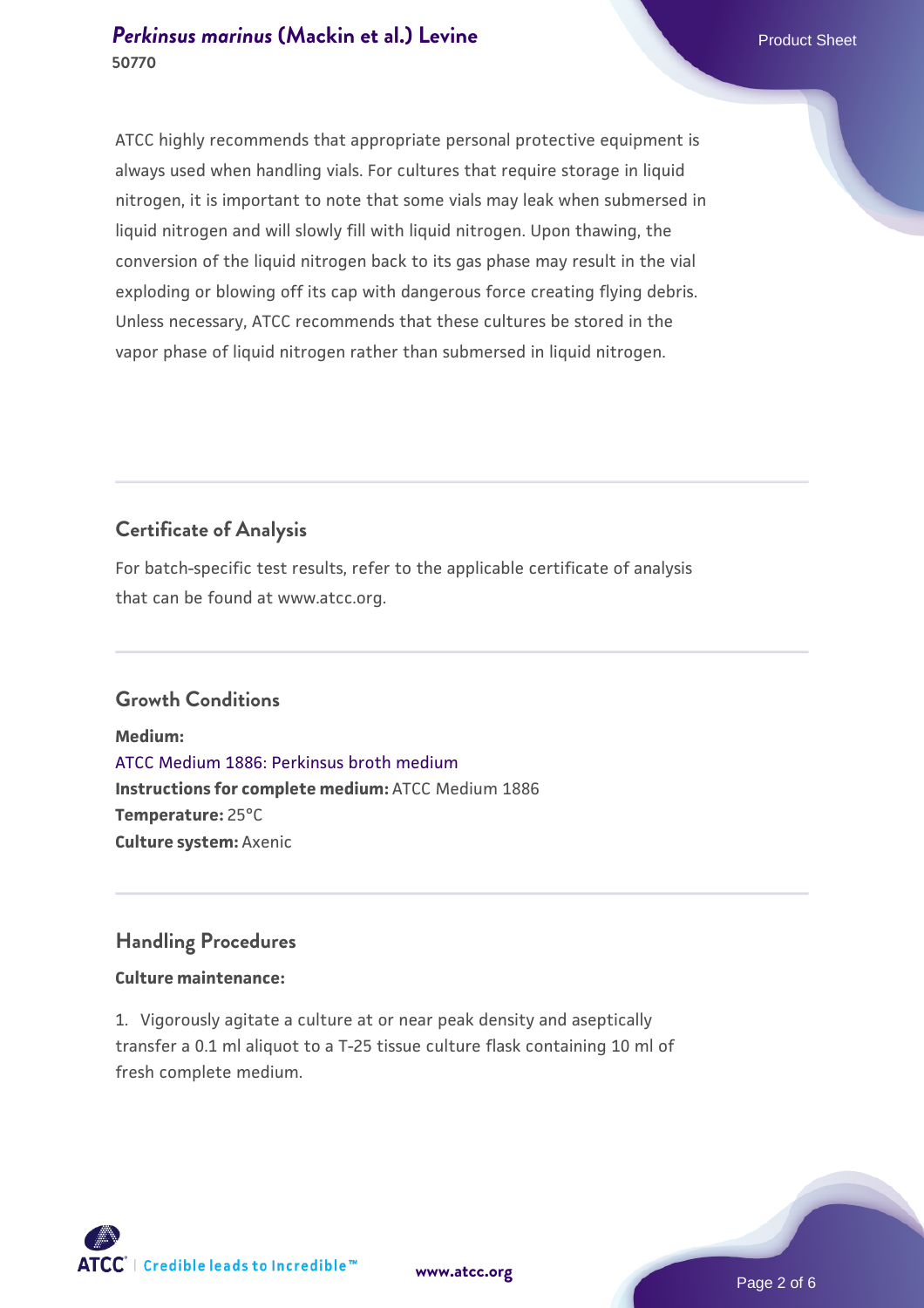ATCC highly recommends that appropriate personal protective equipment is always used when handling vials. For cultures that require storage in liquid nitrogen, it is important to note that some vials may leak when submersed in liquid nitrogen and will slowly fill with liquid nitrogen. Upon thawing, the conversion of the liquid nitrogen back to its gas phase may result in the vial exploding or blowing off its cap with dangerous force creating flying debris. Unless necessary, ATCC recommends that these cultures be stored in the vapor phase of liquid nitrogen rather than submersed in liquid nitrogen.

## Certificate of Analysis

For batch-specific test results, refer to the applicable certificate of analysis that can be found at www.atcc.org.

## Growth Conditions

**Medium:**
ATCC Medium 1886: Perkinsus broth medium
**Instructions for complete medium:** ATCC Medium 1886
**Temperature:** 25°C
**Culture system:** Axenic

## Handling Procedures

**Culture maintenance:**

1. Vigorously agitate a culture at or near peak density and aseptically transfer a 0.1 ml aliquot to a T-25 tissue culture flask containing 10 ml of fresh complete medium.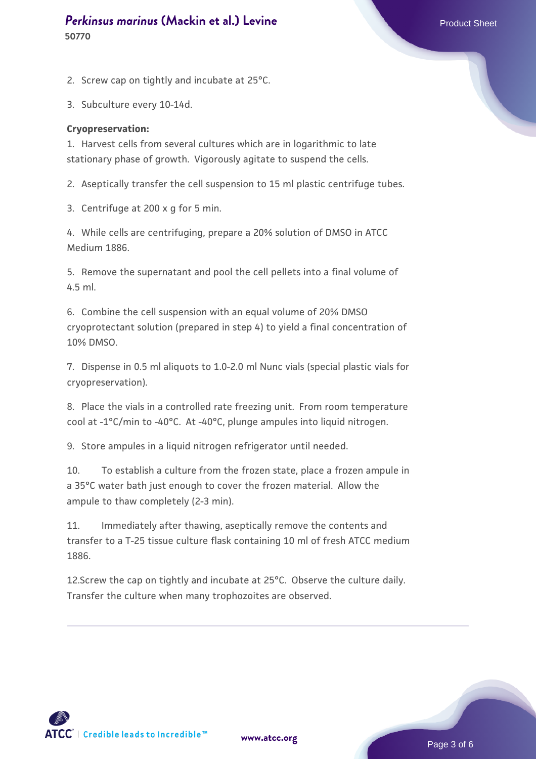2. Screw cap on tightly and incubate at 25°C.

3. Subculture every 10-14d.

**Cryopreservation:**

1. Harvest cells from several cultures which are in logarithmic to late stationary phase of growth. Vigorously agitate to suspend the cells.

2. Aseptically transfer the cell suspension to 15 ml plastic centrifuge tubes.

3. Centrifuge at 200 x g for 5 min.

4. While cells are centrifuging, prepare a 20% solution of DMSO in ATCC Medium 1886.

5. Remove the supernatant and pool the cell pellets into a final volume of 4.5 ml.

6. Combine the cell suspension with an equal volume of 20% DMSO cryoprotectant solution (prepared in step 4) to yield a final concentration of 10% DMSO.

7. Dispense in 0.5 ml aliquots to 1.0-2.0 ml Nunc vials (special plastic vials for cryopreservation).

8. Place the vials in a controlled rate freezing unit. From room temperature cool at -1°C/min to -40°C. At -40°C, plunge ampules into liquid nitrogen.

9. Store ampules in a liquid nitrogen refrigerator until needed.

10. To establish a culture from the frozen state, place a frozen ampule in a 35°C water bath just enough to cover the frozen material. Allow the ampule to thaw completely (2-3 min).

11. Immediately after thawing, aseptically remove the contents and transfer to a T-25 tissue culture flask containing 10 ml of fresh ATCC medium 1886.

12. Screw the cap on tightly and incubate at 25°C. Observe the culture daily. Transfer the culture when many trophozoites are observed.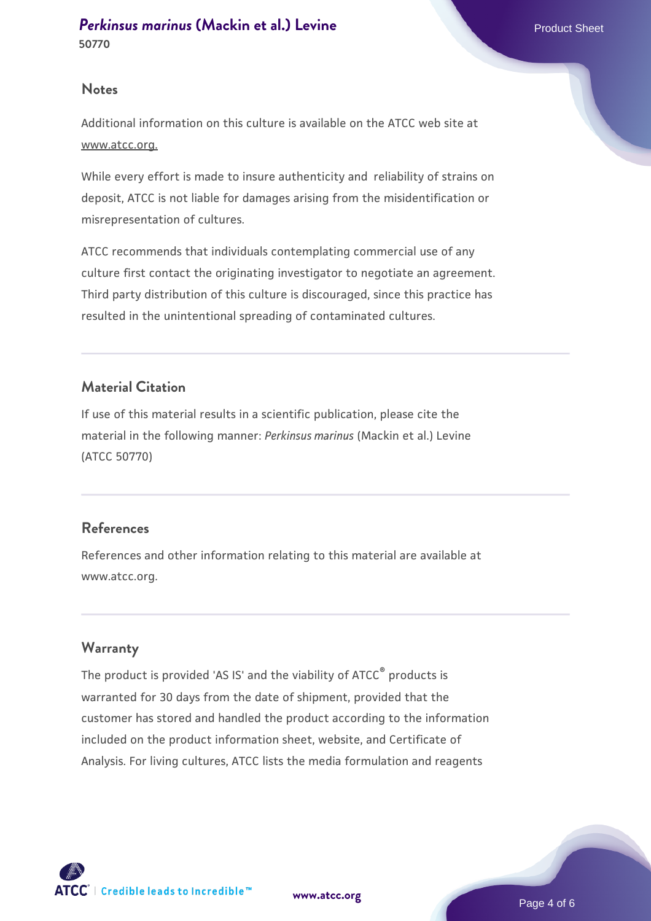## Notes

Additional information on this culture is available on the ATCC web site at www.atcc.org.

While every effort is made to insure authenticity and reliability of strains on deposit, ATCC is not liable for damages arising from the misidentification or misrepresentation of cultures.

ATCC recommends that individuals contemplating commercial use of any culture first contact the originating investigator to negotiate an agreement. Third party distribution of this culture is discouraged, since this practice has resulted in the unintentional spreading of contaminated cultures.

## Material Citation

If use of this material results in a scientific publication, please cite the material in the following manner: *Perkinsus marinus* (Mackin et al.) Levine (ATCC 50770)

## References

References and other information relating to this material are available at www.atcc.org.

## Warranty

The product is provided 'AS IS' and the viability of ATCC® products is warranted for 30 days from the date of shipment, provided that the customer has stored and handled the product according to the information included on the product information sheet, website, and Certificate of Analysis. For living cultures, ATCC lists the media formulation and reagents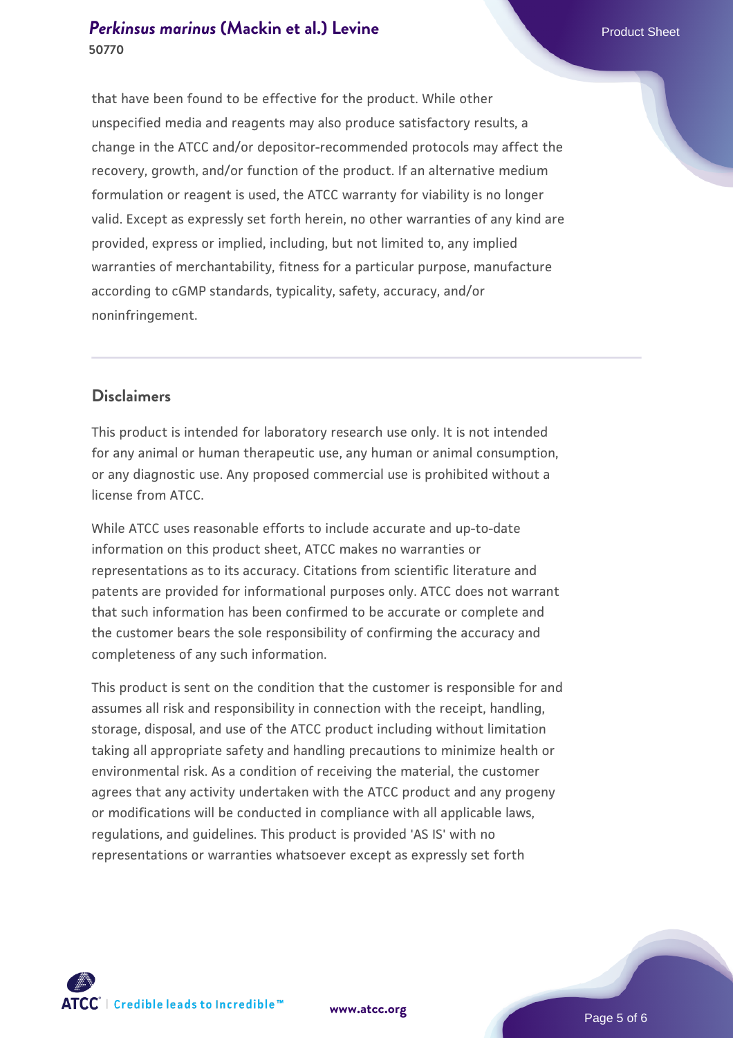that have been found to be effective for the product. While other unspecified media and reagents may also produce satisfactory results, a change in the ATCC and/or depositor-recommended protocols may affect the recovery, growth, and/or function of the product. If an alternative medium formulation or reagent is used, the ATCC warranty for viability is no longer valid. Except as expressly set forth herein, no other warranties of any kind are provided, express or implied, including, but not limited to, any implied warranties of merchantability, fitness for a particular purpose, manufacture according to cGMP standards, typicality, safety, accuracy, and/or noninfringement.

## Disclaimers

This product is intended for laboratory research use only. It is not intended for any animal or human therapeutic use, any human or animal consumption, or any diagnostic use. Any proposed commercial use is prohibited without a license from ATCC.

While ATCC uses reasonable efforts to include accurate and up-to-date information on this product sheet, ATCC makes no warranties or representations as to its accuracy. Citations from scientific literature and patents are provided for informational purposes only. ATCC does not warrant that such information has been confirmed to be accurate or complete and the customer bears the sole responsibility of confirming the accuracy and completeness of any such information.

This product is sent on the condition that the customer is responsible for and assumes all risk and responsibility in connection with the receipt, handling, storage, disposal, and use of the ATCC product including without limitation taking all appropriate safety and handling precautions to minimize health or environmental risk. As a condition of receiving the material, the customer agrees that any activity undertaken with the ATCC product and any progeny or modifications will be conducted in compliance with all applicable laws, regulations, and guidelines. This product is provided 'AS IS' with no representations or warranties whatsoever except as expressly set forth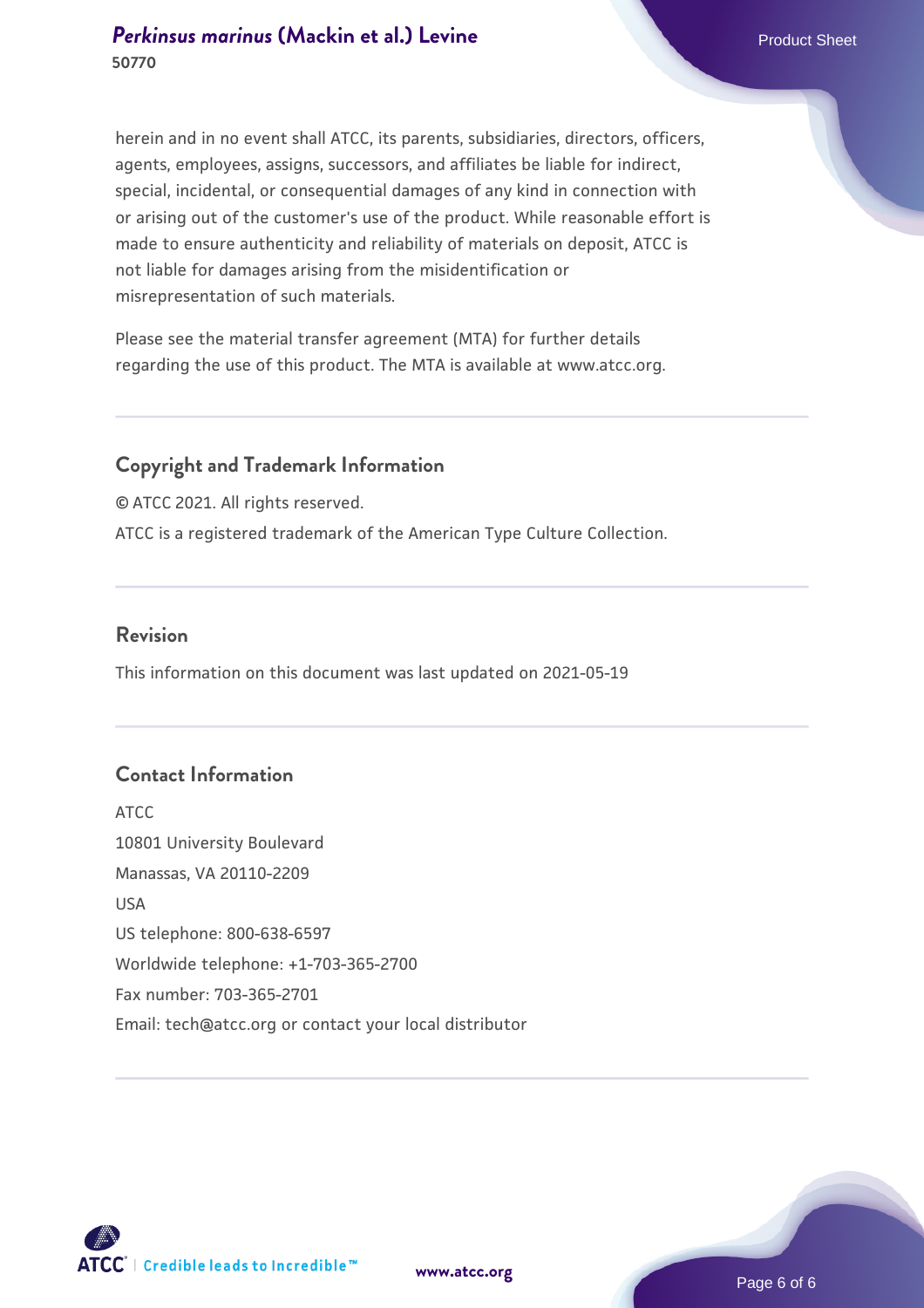herein and in no event shall ATCC, its parents, subsidiaries, directors, officers, agents, employees, assigns, successors, and affiliates be liable for indirect, special, incidental, or consequential damages of any kind in connection with or arising out of the customer's use of the product. While reasonable effort is made to ensure authenticity and reliability of materials on deposit, ATCC is not liable for damages arising from the misidentification or misrepresentation of such materials.

Please see the material transfer agreement (MTA) for further details regarding the use of this product. The MTA is available at www.atcc.org.

## Copyright and Trademark Information

© ATCC 2021. All rights reserved.

ATCC is a registered trademark of the American Type Culture Collection.

## Revision

This information on this document was last updated on 2021-05-19

## Contact Information

ATCC
10801 University Boulevard
Manassas, VA 20110-2209
USA
US telephone: 800-638-6597
Worldwide telephone: +1-703-365-2700
Fax number: 703-365-2701
Email: tech@atcc.org or contact your local distributor